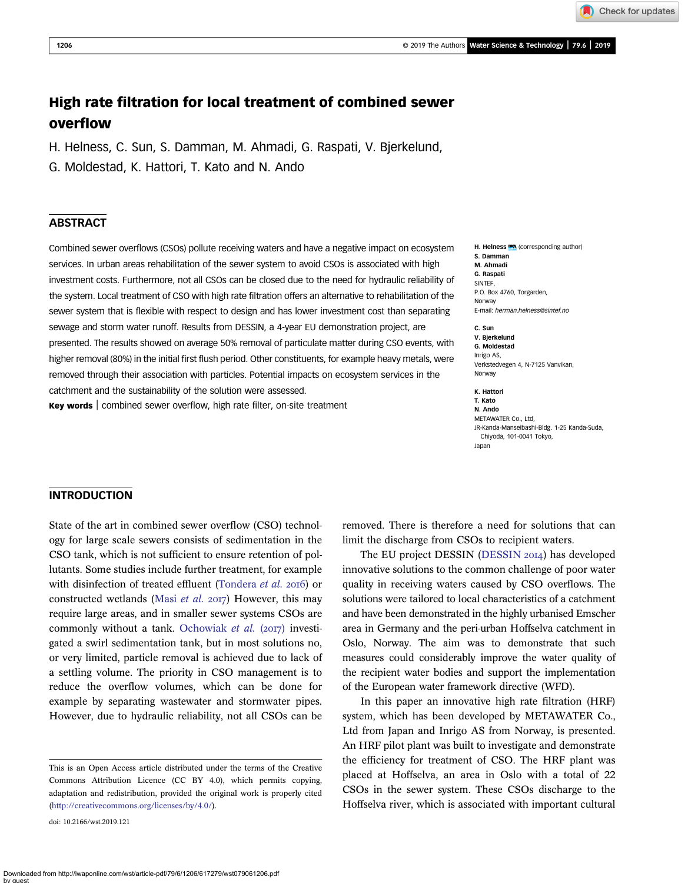# High rate filtration for local treatment of combined sewer overflow

H. Helness, C. Sun, S. Damman, M. Ahmadi, G. Raspati, V. Bjerkelund, G. Moldestad, K. Hattori, T. Kato and N. Ando

## ABSTRACT

Combined sewer overflows (CSOs) pollute receiving waters and have a negative impact on ecosystem services. In urban areas rehabilitation of the sewer system to avoid CSOs is associated with high investment costs. Furthermore, not all CSOs can be closed due to the need for hydraulic reliability of the system. Local treatment of CSO with high rate filtration offers an alternative to rehabilitation of the sewer system that is flexible with respect to design and has lower investment cost than separating sewage and storm water runoff. Results from DESSIN, a 4-year EU demonstration project, are presented. The results showed on average 50% removal of particulate matter during CSO events, with higher removal (80%) in the initial first flush period. Other constituents, for example heavy metals, were removed through their association with particles. Potential impacts on ecosystem services in the catchment and the sustainability of the solution were assessed.

**Key words** | combined sewer overflow, high rate filter, on-site treatment

**H. Helness** (corresponding author)
**S. Damman**
**M. Ahmadi**
**G. Raspati**
SINTEF,
P.O. Box 4760, Torgarden,
Norway
E-mail: *herman.helness@sintef.no*

**C. Sun**
**V. Bjerkelund**
**G. Moldestad**
Inrigo AS,
Verkstedvegen 4, N-7125 Vanvikan,
Norway

**K. Hattori**
**T. Kato**
**N. Ando**
METAWATER Co., Ltd,
JR-Kanda-Manseibashi-Bldg. 1-25 Kanda-Suda,
Chiyoda, 101-0041 Tokyo,
Japan

## INTRODUCTION

State of the art in combined sewer overflow (CSO) technology for large scale sewers consists of sedimentation in the CSO tank, which is not sufficient to ensure retention of pollutants. Some studies include further treatment, for example with disinfection of treated effluent (Tondera *et al.* 2016) or constructed wetlands (Masi *et al.* 2017) However, this may require large areas, and in smaller sewer systems CSOs are commonly without a tank. Ochowiak *et al.* (2017) investigated a swirl sedimentation tank, but in most solutions no, or very limited, particle removal is achieved due to lack of a settling volume. The priority in CSO management is to reduce the overflow volumes, which can be done for example by separating wastewater and stormwater pipes. However, due to hydraulic reliability, not all CSOs can be removed. There is therefore a need for solutions that can limit the discharge from CSOs to recipient waters.

The EU project DESSIN (DESSIN 2014) has developed innovative solutions to the common challenge of poor water quality in receiving waters caused by CSO overflows. The solutions were tailored to local characteristics of a catchment and have been demonstrated in the highly urbanised Emscher area in Germany and the peri-urban Hoffselva catchment in Oslo, Norway. The aim was to demonstrate that such measures could considerably improve the water quality of the recipient water bodies and support the implementation of the European water framework directive (WFD).

In this paper an innovative high rate filtration (HRF) system, which has been developed by METAWATER Co., Ltd from Japan and Inrigo AS from Norway, is presented. An HRF pilot plant was built to investigate and demonstrate the efficiency for treatment of CSO. The HRF plant was placed at Hoffselva, an area in Oslo with a total of 22 CSOs in the sewer system. These CSOs discharge to the Hoffselva river, which is associated with important cultural

This is an Open Access article distributed under the terms of the Creative Commons Attribution Licence (CC BY 4.0), which permits copying, adaptation and redistribution, provided the original work is properly cited (http://creativecommons.org/licenses/by/4.0/).

doi: 10.2166/wst.2019.121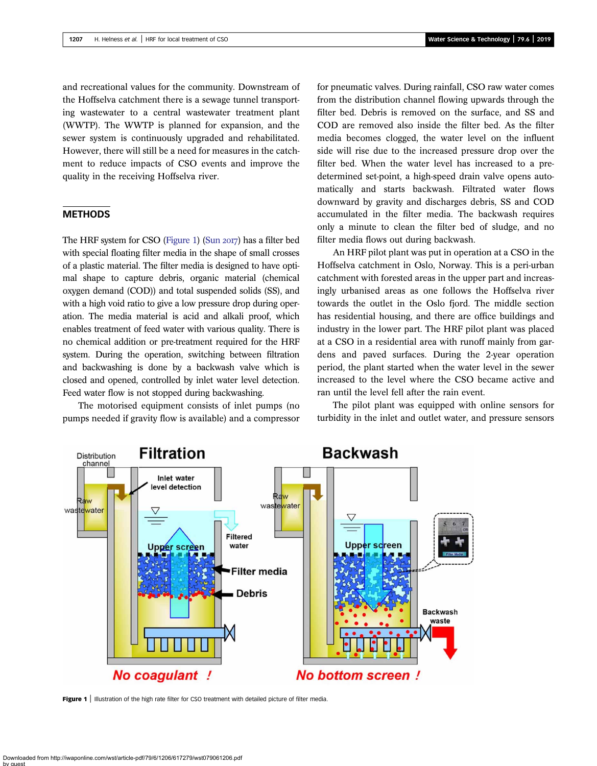and recreational values for the community. Downstream of the Hoffselva catchment there is a sewage tunnel transporting wastewater to a central wastewater treatment plant (WWTP). The WWTP is planned for expansion, and the sewer system is continuously upgraded and rehabilitated. However, there will still be a need for measures in the catchment to reduce impacts of CSO events and improve the quality in the receiving Hoffselva river.

## METHODS

The HRF system for CSO (Figure 1) (Sun 2017) has a filter bed with special floating filter media in the shape of small crosses of a plastic material. The filter media is designed to have optimal shape to capture debris, organic material (chemical oxygen demand (COD)) and total suspended solids (SS), and with a high void ratio to give a low pressure drop during operation. The media material is acid and alkali proof, which enables treatment of feed water with various quality. There is no chemical addition or pre-treatment required for the HRF system. During the operation, switching between filtration and backwashing is done by a backwash valve which is closed and opened, controlled by inlet water level detection. Feed water flow is not stopped during backwashing.

The motorised equipment consists of inlet pumps (no pumps needed if gravity flow is available) and a compressor for pneumatic valves. During rainfall, CSO raw water comes from the distribution channel flowing upwards through the filter bed. Debris is removed on the surface, and SS and COD are removed also inside the filter bed. As the filter media becomes clogged, the water level on the influent side will rise due to the increased pressure drop over the filter bed. When the water level has increased to a predetermined set-point, a high-speed drain valve opens automatically and starts backwash. Filtrated water flows downward by gravity and discharges debris, SS and COD accumulated in the filter media. The backwash requires only a minute to clean the filter bed of sludge, and no filter media flows out during backwash.

An HRF pilot plant was put in operation at a CSO in the Hoffselva catchment in Oslo, Norway. This is a peri-urban catchment with forested areas in the upper part and increasingly urbanised areas as one follows the Hoffselva river towards the outlet in the Oslo fjord. The middle section has residential housing, and there are office buildings and industry in the lower part. The HRF pilot plant was placed at a CSO in a residential area with runoff mainly from gardens and paved surfaces. During the 2-year operation period, the plant started when the water level in the sewer increased to the level where the CSO became active and ran until the level fell after the rain event.

The pilot plant was equipped with online sensors for turbidity in the inlet and outlet water, and pressure sensors

**Figure 1** | Illustration of the high rate filter for CSO treatment with detailed picture of filter media.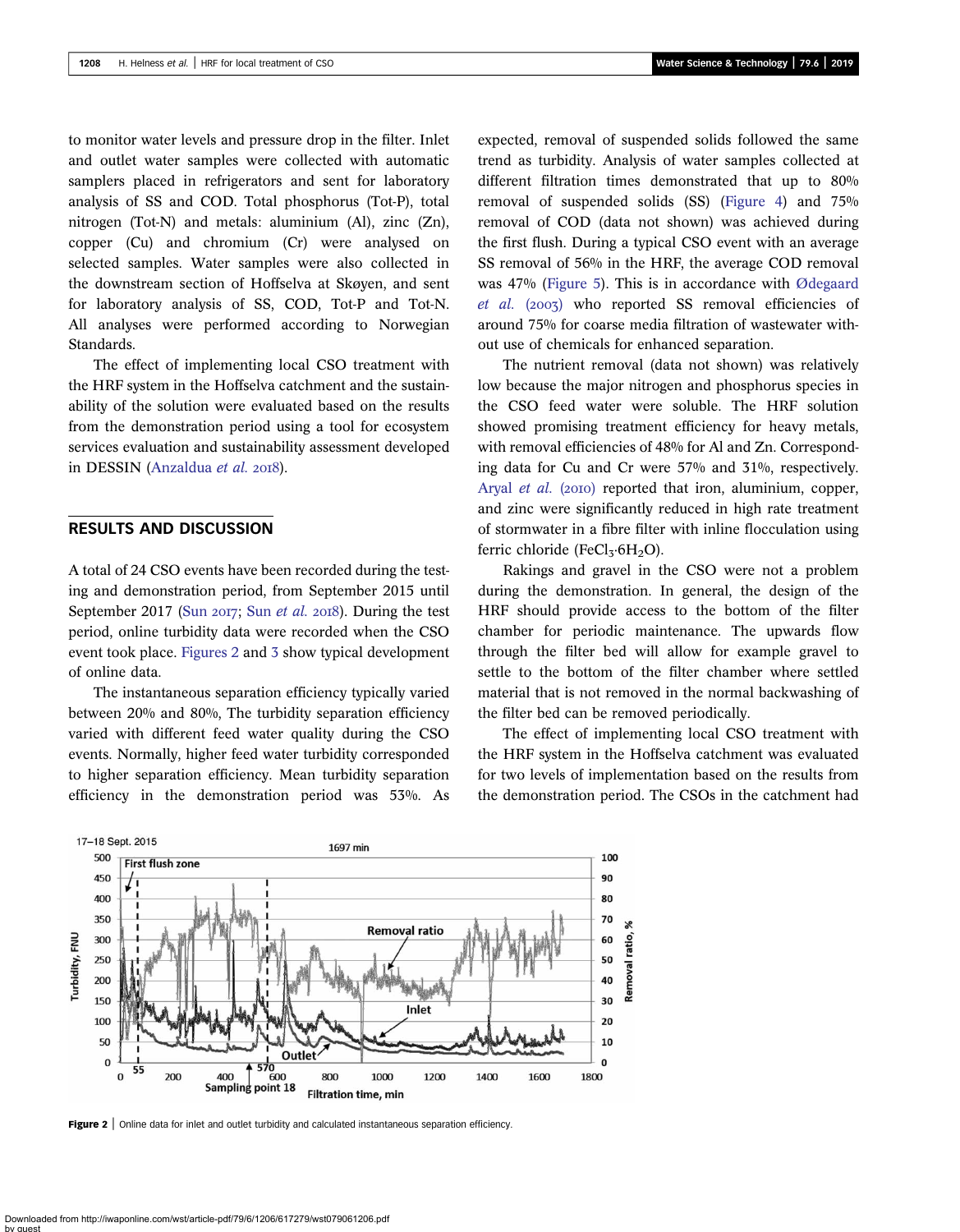to monitor water levels and pressure drop in the filter. Inlet and outlet water samples were collected with automatic samplers placed in refrigerators and sent for laboratory analysis of SS and COD. Total phosphorus (Tot-P), total nitrogen (Tot-N) and metals: aluminium (Al), zinc (Zn), copper (Cu) and chromium (Cr) were analysed on selected samples. Water samples were also collected in the downstream section of Hoffselva at Skøyen, and sent for laboratory analysis of SS, COD, Tot-P and Tot-N. All analyses were performed according to Norwegian Standards.

The effect of implementing local CSO treatment with the HRF system in the Hoffselva catchment and the sustainability of the solution were evaluated based on the results from the demonstration period using a tool for ecosystem services evaluation and sustainability assessment developed in DESSIN (Anzaldua *et al.* 2018).

## RESULTS AND DISCUSSION

A total of 24 CSO events have been recorded during the testing and demonstration period, from September 2015 until September 2017 (Sun 2017; Sun *et al.* 2018). During the test period, online turbidity data were recorded when the CSO event took place. Figures 2 and 3 show typical development of online data.

The instantaneous separation efficiency typically varied between 20% and 80%, The turbidity separation efficiency varied with different feed water quality during the CSO events. Normally, higher feed water turbidity corresponded to higher separation efficiency. Mean turbidity separation efficiency in the demonstration period was 53%. As expected, removal of suspended solids followed the same trend as turbidity. Analysis of water samples collected at different filtration times demonstrated that up to 80% removal of suspended solids (SS) (Figure 4) and 75% removal of COD (data not shown) was achieved during the first flush. During a typical CSO event with an average SS removal of 56% in the HRF, the average COD removal was 47% (Figure 5). This is in accordance with Ødegaard *et al.* (2003) who reported SS removal efficiencies of around 75% for coarse media filtration of wastewater without use of chemicals for enhanced separation.

The nutrient removal (data not shown) was relatively low because the major nitrogen and phosphorus species in the CSO feed water were soluble. The HRF solution showed promising treatment efficiency for heavy metals, with removal efficiencies of 48% for Al and Zn. Corresponding data for Cu and Cr were 57% and 31%, respectively. Aryal *et al.* (2010) reported that iron, aluminium, copper, and zinc were significantly reduced in high rate treatment of stormwater in a fibre filter with inline flocculation using ferric chloride ($FeCl_3{\cdot}6H_2O$).

Rakings and gravel in the CSO were not a problem during the demonstration. In general, the design of the HRF should provide access to the bottom of the filter chamber for periodic maintenance. The upwards flow through the filter bed will allow for example gravel to settle to the bottom of the filter chamber where settled material that is not removed in the normal backwashing of the filter bed can be removed periodically.

The effect of implementing local CSO treatment with the HRF system in the Hoffselva catchment was evaluated for two levels of implementation based on the results from the demonstration period. The CSOs in the catchment had

**Figure 2** | Online data for inlet and outlet turbidity and calculated instantaneous separation efficiency.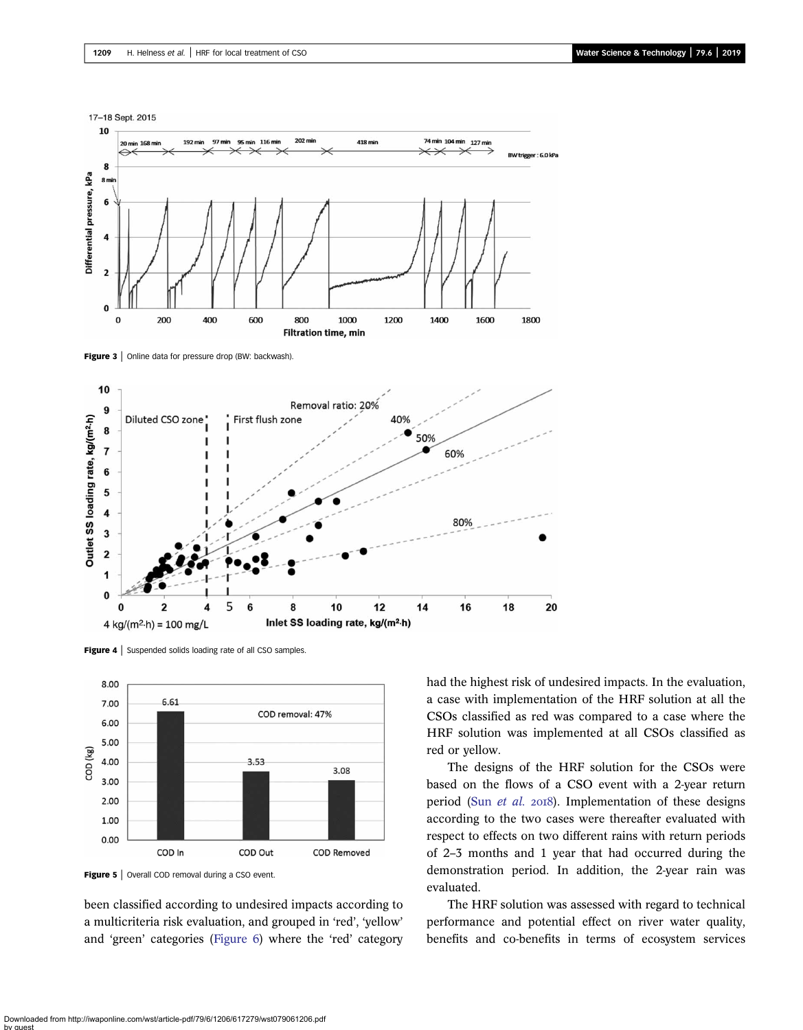Figure 3 | Online data for pressure drop (BW: backwash).

Figure 4 | Suspended solids loading rate of all CSO samples.

Figure 5 | Overall COD removal during a CSO event.

been classified according to undesired impacts according to a multicriteria risk evaluation, and grouped in 'red', 'yellow' and 'green' categories (Figure 6) where the 'red' category had the highest risk of undesired impacts. In the evaluation, a case with implementation of the HRF solution at all the CSOs classified as red was compared to a case where the HRF solution was implemented at all CSOs classified as red or yellow.

The designs of the HRF solution for the CSOs were based on the flows of a CSO event with a 2-year return period (Sun *et al.* 2018). Implementation of these designs according to the two cases were thereafter evaluated with respect to effects on two different rains with return periods of 2–3 months and 1 year that had occurred during the demonstration period. In addition, the 2-year rain was evaluated.

The HRF solution was assessed with regard to technical performance and potential effect on river water quality, benefits and co-benefits in terms of ecosystem services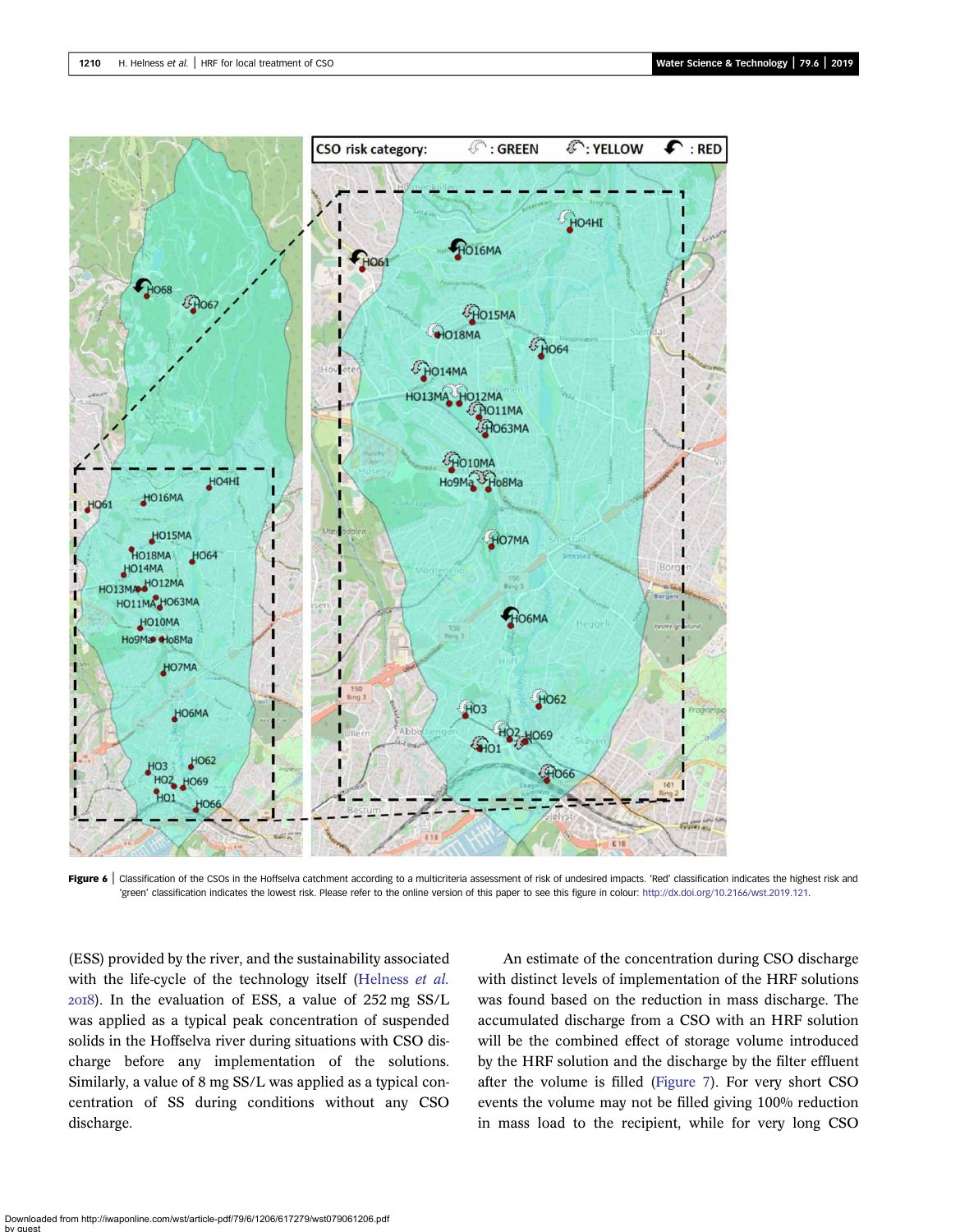Figure 6 | Classification of the CSOs in the Hoffselva catchment according to a multicriteria assessment of risk of undesired impacts. 'Red' classification indicates the highest risk and 'green' classification indicates the lowest risk. Please refer to the online version of this paper to see this figure in colour: http://dx.doi.org/10.2166/wst.2019.121.

(ESS) provided by the river, and the sustainability associated with the life-cycle of the technology itself (Helness *et al.* 2018). In the evaluation of ESS, a value of 252 mg SS/L was applied as a typical peak concentration of suspended solids in the Hoffselva river during situations with CSO discharge before any implementation of the solutions. Similarly, a value of 8 mg SS/L was applied as a typical concentration of SS during conditions without any CSO discharge.

An estimate of the concentration during CSO discharge with distinct levels of implementation of the HRF solutions was found based on the reduction in mass discharge. The accumulated discharge from a CSO with an HRF solution will be the combined effect of storage volume introduced by the HRF solution and the discharge by the filter effluent after the volume is filled (Figure 7). For very short CSO events the volume may not be filled giving 100% reduction in mass load to the recipient, while for very long CSO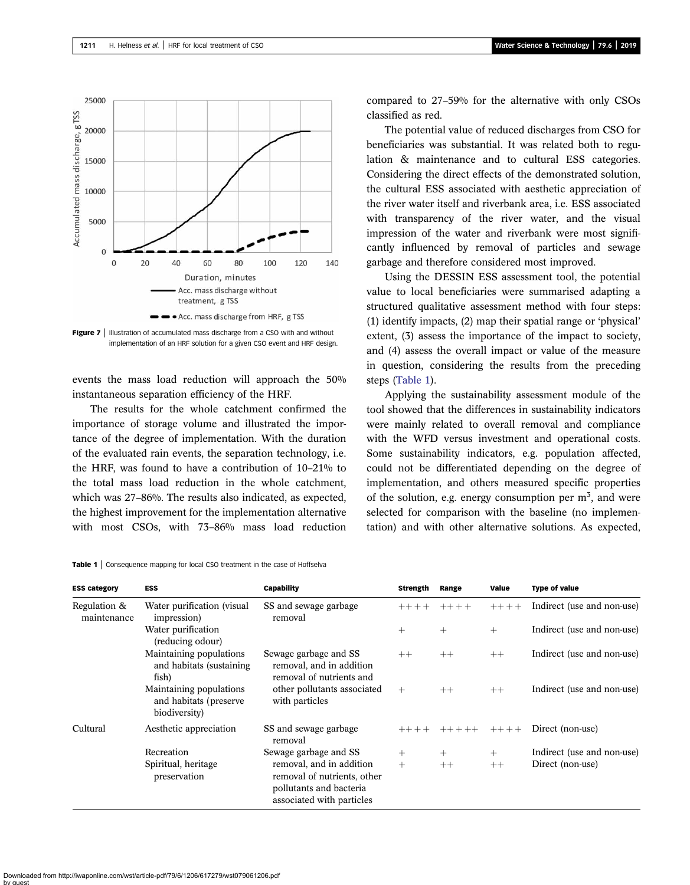Figure 7 | Illustration of accumulated mass discharge from a CSO with and without implementation of an HRF solution for a given CSO event and HRF design.

events the mass load reduction will approach the 50% instantaneous separation efficiency of the HRF.

The results for the whole catchment confirmed the importance of storage volume and illustrated the importance of the degree of implementation. With the duration of the evaluated rain events, the separation technology, i.e. the HRF, was found to have a contribution of 10–21% to the total mass load reduction in the whole catchment, which was 27–86%. The results also indicated, as expected, the highest improvement for the implementation alternative with most CSOs, with 73–86% mass load reduction compared to 27–59% for the alternative with only CSOs classified as red.

The potential value of reduced discharges from CSO for beneficiaries was substantial. It was related both to regulation & maintenance and to cultural ESS categories. Considering the direct effects of the demonstrated solution, the cultural ESS associated with aesthetic appreciation of the river water itself and riverbank area, i.e. ESS associated with transparency of the river water, and the visual impression of the water and riverbank were most significantly influenced by removal of particles and sewage garbage and therefore considered most improved.

Using the DESSIN ESS assessment tool, the potential value to local beneficiaries were summarised adapting a structured qualitative assessment method with four steps: (1) identify impacts, (2) map their spatial range or 'physical' extent, (3) assess the importance of the impact to society, and (4) assess the overall impact or value of the measure in question, considering the results from the preceding steps (Table 1).

Applying the sustainability assessment module of the tool showed that the differences in sustainability indicators were mainly related to overall removal and compliance with the WFD versus investment and operational costs. Some sustainability indicators, e.g. population affected, could not be differentiated depending on the degree of implementation, and others measured specific properties of the solution, e.g. energy consumption per m$^3$, and were selected for comparison with the baseline (no implementation) and with other alternative solutions. As expected,

Table 1 | Consequence mapping for local CSO treatment in the case of Hoffselva

| ESS category | ESS | Capability | Strength | Range | Value | Type of value |
|---|---|---|---|---|---|---|
| Regulation & maintenance | Water purification (visual impression) | SS and sewage garbage removal | ++++ | ++++ | ++++ | Indirect (use and non-use) |
| | Water purification (reducing odour) | | + | + | + | Indirect (use and non-use) |
| | Maintaining populations and habitats (sustaining fish) | Sewage garbage and SS removal, and in addition removal of nutrients and other pollutants associated with particles | ++ | ++ | ++ | Indirect (use and non-use) |
| | Maintaining populations and habitats (preserve biodiversity) | | + | ++ | ++ | Indirect (use and non-use) |
| Cultural | Aesthetic appreciation | SS and sewage garbage removal | ++++ | +++++ | ++++ | Direct (non-use) |
| | Recreation | Sewage garbage and SS removal, and in addition removal of nutrients, other pollutants and bacteria associated with particles | + | + | + | Indirect (use and non-use) |
| | Spiritual, heritage preservation | | + | ++ | ++ | Direct (non-use) |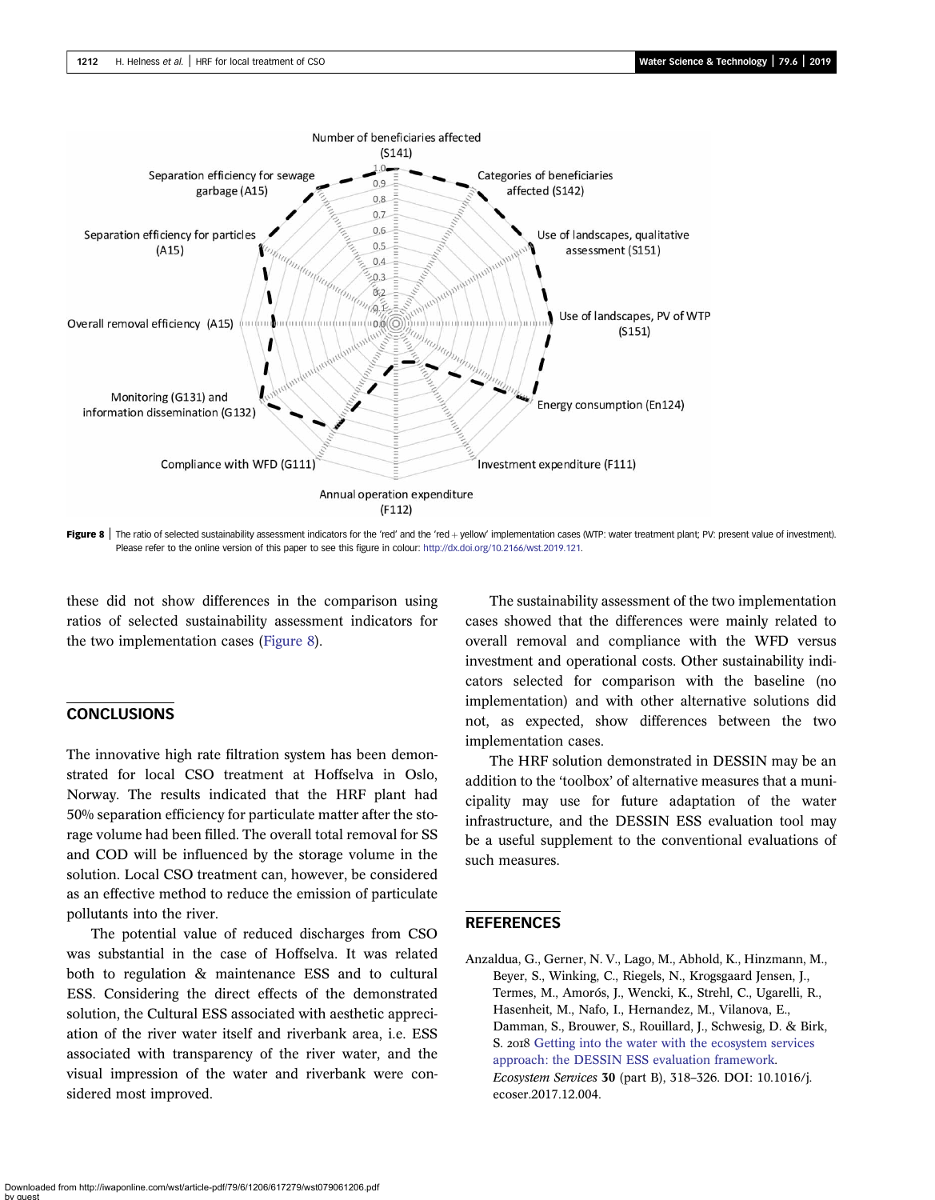Figure 8 | The ratio of selected sustainability assessment indicators for the 'red' and the 'red + yellow' implementation cases (WTP: water treatment plant; PV: present value of investment). Please refer to the online version of this paper to see this figure in colour: http://dx.doi.org/10.2166/wst.2019.121.

these did not show differences in the comparison using ratios of selected sustainability assessment indicators for the two implementation cases (Figure 8).

## CONCLUSIONS

The innovative high rate filtration system has been demonstrated for local CSO treatment at Hoffselva in Oslo, Norway. The results indicated that the HRF plant had 50% separation efficiency for particulate matter after the storage volume had been filled. The overall total removal for SS and COD will be influenced by the storage volume in the solution. Local CSO treatment can, however, be considered as an effective method to reduce the emission of particulate pollutants into the river.

The potential value of reduced discharges from CSO was substantial in the case of Hoffselva. It was related both to regulation & maintenance ESS and to cultural ESS. Considering the direct effects of the demonstrated solution, the Cultural ESS associated with aesthetic appreciation of the river water itself and riverbank area, i.e. ESS associated with transparency of the river water, and the visual impression of the water and riverbank were considered most improved.

The sustainability assessment of the two implementation cases showed that the differences were mainly related to overall removal and compliance with the WFD versus investment and operational costs. Other sustainability indicators selected for comparison with the baseline (no implementation) and with other alternative solutions did not, as expected, show differences between the two implementation cases.

The HRF solution demonstrated in DESSIN may be an addition to the 'toolbox' of alternative measures that a municipality may use for future adaptation of the water infrastructure, and the DESSIN ESS evaluation tool may be a useful supplement to the conventional evaluations of such measures.

## REFERENCES

Anzaldua, G., Gerner, N. V., Lago, M., Abhold, K., Hinzmann, M., Beyer, S., Winking, C., Riegels, N., Krogsgaard Jensen, J., Termes, M., Amorós, J., Wencki, K., Strehl, C., Ugarelli, R., Hasenheit, M., Nafo, I., Hernandez, M., Vilanova, E., Damman, S., Brouwer, S., Rouillard, J., Schwesig, D. & Birk, S. 2018 Getting into the water with the ecosystem services approach: the DESSIN ESS evaluation framework. *Ecosystem Services* **30** (part B), 318–326. DOI: 10.1016/j.ecoser.2017.12.004.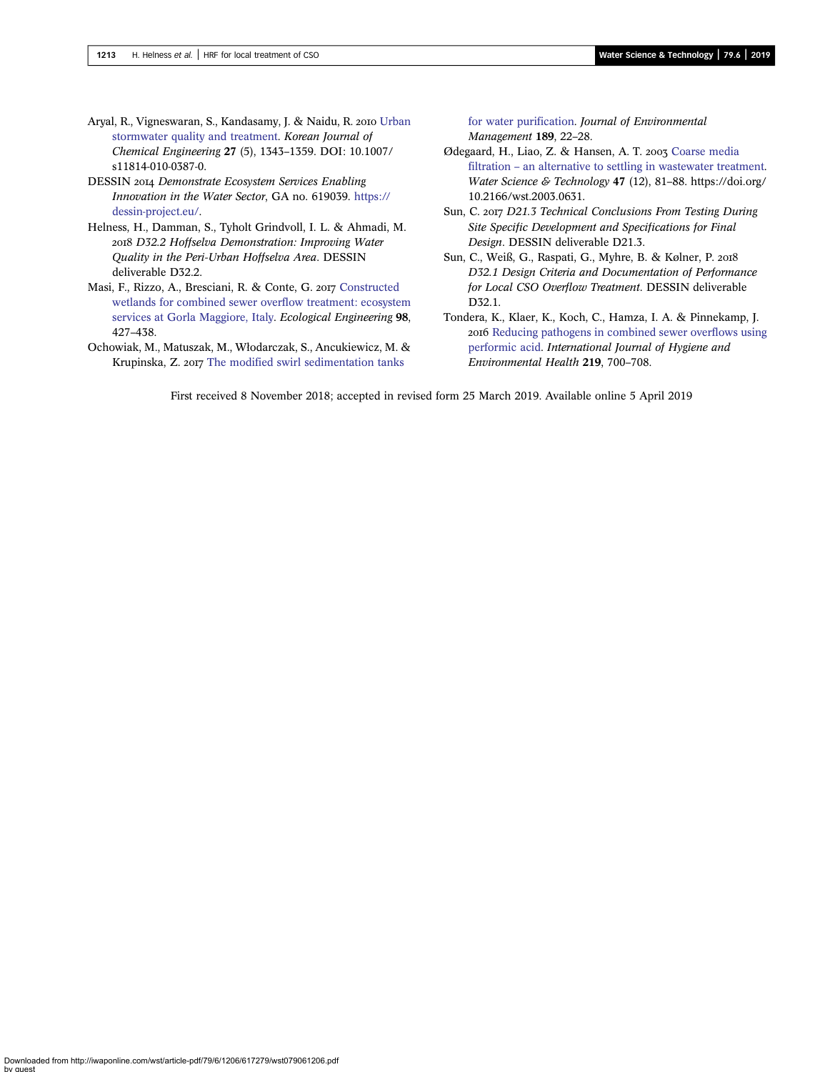Aryal, R., Vigneswaran, S., Kandasamy, J. & Naidu, R. 2010 Urban stormwater quality and treatment. *Korean Journal of Chemical Engineering* **27** (5), 1343–1359. DOI: 10.1007/s11814-010-0387-0.

DESSIN 2014 *Demonstrate Ecosystem Services Enabling Innovation in the Water Sector*, GA no. 619039. https://dessin-project.eu/.

Helness, H., Damman, S., Tyholt Grindvoll, I. L. & Ahmadi, M. 2018 *D32.2 Hoffselva Demonstration: Improving Water Quality in the Peri-Urban Hoffselva Area*. DESSIN deliverable D32.2.

Masi, F., Rizzo, A., Bresciani, R. & Conte, G. 2017 Constructed wetlands for combined sewer overflow treatment: ecosystem services at Gorla Maggiore, Italy. *Ecological Engineering* **98**, 427–438.

Ochowiak, M., Matuszak, M., Włodarczak, S., Ancukiewicz, M. & Krupinska, Z. 2017 The modified swirl sedimentation tanks for water purification. *Journal of Environmental Management* **189**, 22–28.

Ødegaard, H., Liao, Z. & Hansen, A. T. 2003 Coarse media filtration – an alternative to settling in wastewater treatment. *Water Science & Technology* **47** (12), 81–88. https://doi.org/10.2166/wst.2003.0631.

Sun, C. 2017 *D21.3 Technical Conclusions From Testing During Site Specific Development and Specifications for Final Design*. DESSIN deliverable D21.3.

Sun, C., Weiß, G., Raspati, G., Myhre, B. & Kølner, P. 2018 *D32.1 Design Criteria and Documentation of Performance for Local CSO Overflow Treatment*. DESSIN deliverable D32.1.

Tondera, K., Klaer, K., Koch, C., Hamza, I. A. & Pinnekamp, J. 2016 Reducing pathogens in combined sewer overflows using performic acid. *International Journal of Hygiene and Environmental Health* **219**, 700–708.

First received 8 November 2018; accepted in revised form 25 March 2019. Available online 5 April 2019